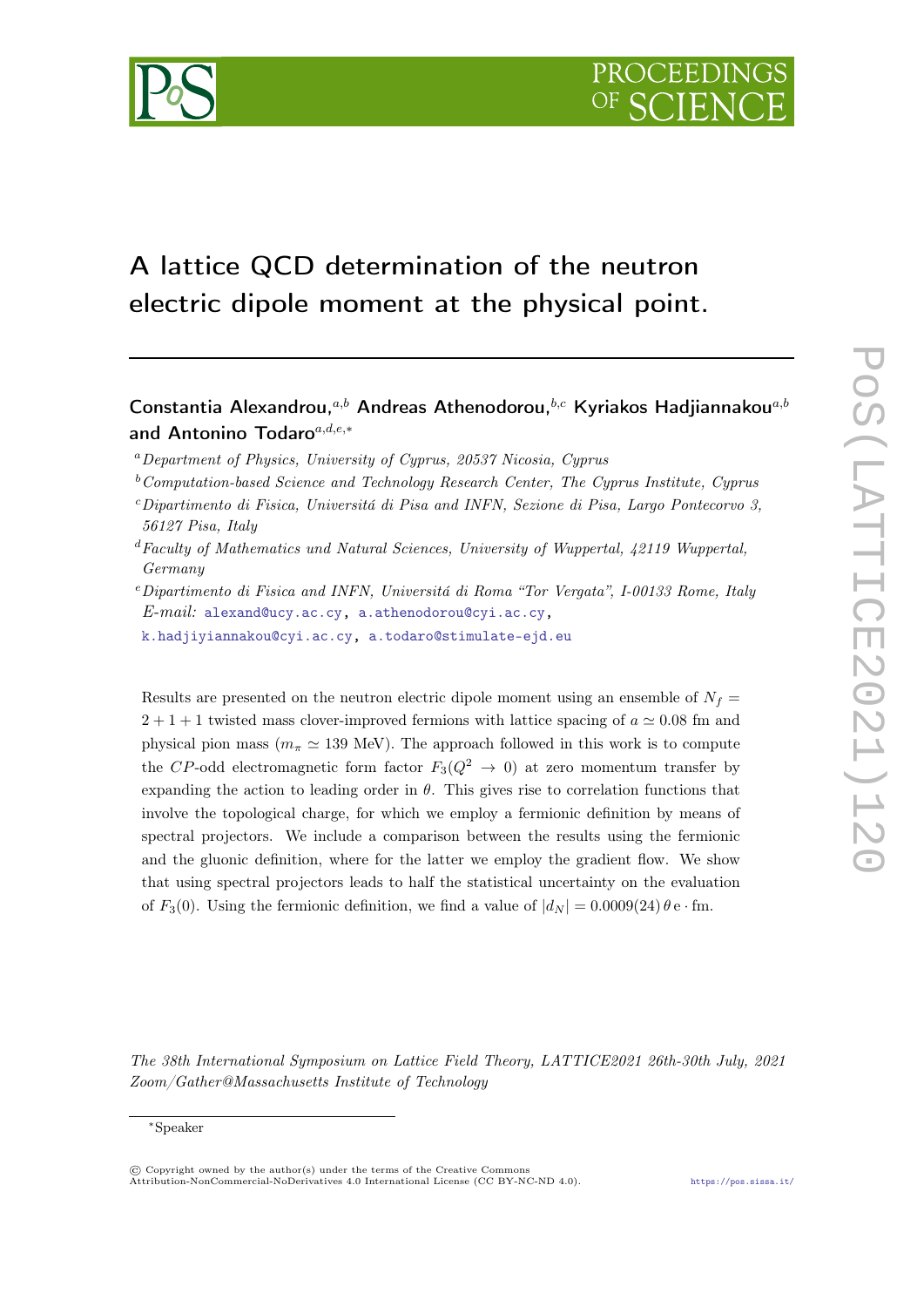# A lattice QCD determination of the neutron electric dipole moment at the physical point.

**Constantia Alexandrou,**[a,b] **Andreas Athenodorou,**[b,c] **Kyriakos Hadjiyiannakou**[a,b] **and Antonino Todaro**[a,d,e,*]

[a] *Department of Physics, University of Cyprus, 20537 Nicosia, Cyprus*

[b] *Computation-based Science and Technology Research Center, The Cyprus Institute, Cyprus*

[c] *Dipartimento di Fisica, Universitá di Pisa and INFN, Sezione di Pisa, Largo Pontecorvo 3, 56127 Pisa, Italy*

[d] *Faculty of Mathematics und Natural Sciences, University of Wuppertal, 42119 Wuppertal, Germany*

[e] *Dipartimento di Fisica and INFN, Universitá di Roma "Tor Vergata", I-00133 Rome, Italy*

*E-mail:* alexand@ucy.ac.cy, a.athenodorou@cyi.ac.cy, k.hadjiyiannakou@cyi.ac.cy, a.todaro@stimulate-ejd.eu

Results are presented on the neutron electric dipole moment using an ensemble of $N_f = 2+1+1$ twisted mass clover-improved fermions with lattice spacing of $a \simeq 0.08$ fm and physical pion mass ($m_\pi \simeq 139$ MeV). The approach followed in this work is to compute the $CP$-odd electromagnetic form factor $F_3(Q^2 \to 0)$ at zero momentum transfer by expanding the action to leading order in $\theta$. This gives rise to correlation functions that involve the topological charge, for which we employ a fermionic definition by means of spectral projectors. We include a comparison between the results using the fermionic and the gluonic definition, where for the latter we employ the gradient flow. We show that using spectral projectors leads to half the statistical uncertainty on the evaluation of $F_3(0)$. Using the fermionic definition, we find a value of $|d_N| = 0.0009(24)\,\theta\,\mathrm{e}\cdot\mathrm{fm}$.

*The 38th International Symposium on Lattice Field Theory, LATTICE2021 26th-30th July, 2021 Zoom/Gather@Massachusetts Institute of Technology*

*Speaker

© Copyright owned by the author(s) under the terms of the Creative Commons Attribution-NonCommercial-NoDerivatives 4.0 International License (CC BY-NC-ND 4.0).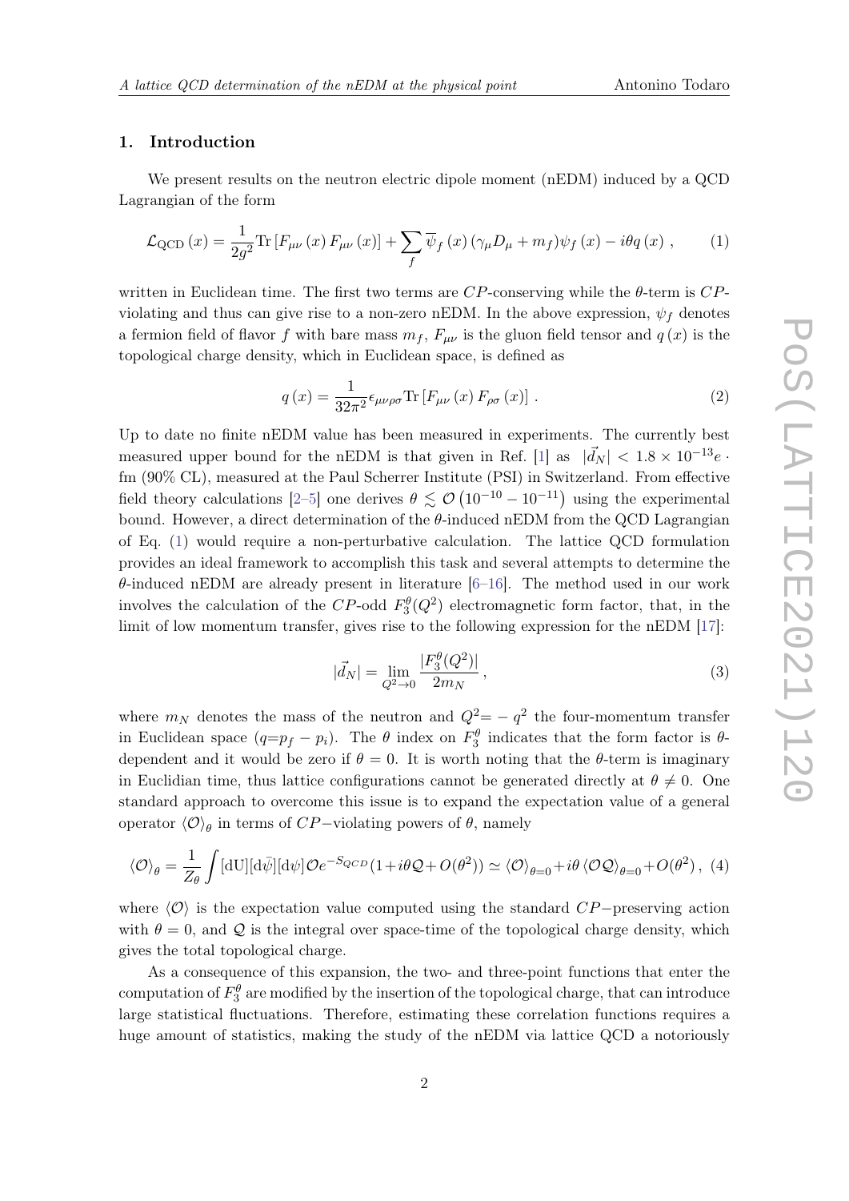## 1. Introduction

We present results on the neutron electric dipole moment (nEDM) induced by a QCD Lagrangian of the form

$$\mathcal{L}_{\rm QCD}\left(x\right) = \frac{1}{2g^2}\mathrm{Tr}\left[F_{\mu\nu}\left(x\right)F_{\mu\nu}\left(x\right)\right] + \sum_f \overline{\psi}_f\left(x\right)\left(\gamma_\mu D_\mu + m_f\right)\psi_f\left(x\right) - i\theta q\left(x\right) \,, \tag{1}$$

written in Euclidean time. The first two terms are $CP$-conserving while the $\theta$-term is $CP$-violating and thus can give rise to a non-zero nEDM. In the above expression, $\psi_f$ denotes a fermion field of flavor $f$ with bare mass $m_f$, $F_{\mu\nu}$ is the gluon field tensor and $q\left(x\right)$ is the topological charge density, which in Euclidean space, is defined as

$$q\left(x\right) = \frac{1}{32\pi^2}\epsilon_{\mu\nu\rho\sigma}\mathrm{Tr}\left[F_{\mu\nu}\left(x\right)F_{\rho\sigma}\left(x\right)\right] \,. \tag{2}$$

Up to date no finite nEDM value has been measured in experiments. The currently best measured upper bound for the nEDM is that given in Ref. [1] as $|\vec{d}_N| < 1.8 \times 10^{-13} e \cdot$ fm (90% CL), measured at the Paul Scherrer Institute (PSI) in Switzerland. From effective field theory calculations [2–5] one derives $\theta \lesssim \mathcal{O}\left(10^{-10} - 10^{-11}\right)$ using the experimental bound. However, a direct determination of the $\theta$-induced nEDM from the QCD Lagrangian of Eq. (1) would require a non-perturbative calculation. The lattice QCD formulation provides an ideal framework to accomplish this task and several attempts to determine the $\theta$-induced nEDM are already present in literature [6–16]. The method used in our work involves the calculation of the $CP$-odd $F_3^\theta(Q^2)$ electromagnetic form factor, that, in the limit of low momentum transfer, gives rise to the following expression for the nEDM [17]:

$$|\vec{d}_N| = \lim_{Q^2 \to 0} \frac{|F_3^\theta(Q^2)|}{2m_N} \,, \tag{3}$$

where $m_N$ denotes the mass of the neutron and $Q^2 = -q^2$ the four-momentum transfer in Euclidean space ($q = p_f - p_i$). The $\theta$ index on $F_3^\theta$ indicates that the form factor is $\theta$-dependent and it would be zero if $\theta = 0$. It is worth noting that the $\theta$-term is imaginary in Euclidian time, thus lattice configurations cannot be generated directly at $\theta \neq 0$. One standard approach to overcome this issue is to expand the expectation value of a general operator $\langle \mathcal{O} \rangle_\theta$ in terms of $CP-$violating powers of $\theta$, namely

$$\langle \mathcal{O} \rangle_\theta = \frac{1}{Z_\theta}\int [\mathrm{dU}][\mathrm{d}\bar{\psi}][\mathrm{d}\psi]\mathcal{O}e^{-S_{QCD}}(1 + i\theta\mathcal{Q} + O(\theta^2)) \simeq \langle \mathcal{O} \rangle_{\theta=0} + i\theta\,\langle \mathcal{O}\mathcal{Q} \rangle_{\theta=0} + O(\theta^2) \,, \tag{4}$$

where $\langle \mathcal{O} \rangle$ is the expectation value computed using the standard $CP-$preserving action with $\theta = 0$, and $\mathcal{Q}$ is the integral over space-time of the topological charge density, which gives the total topological charge.

As a consequence of this expansion, the two- and three-point functions that enter the computation of $F_3^\theta$ are modified by the insertion of the topological charge, that can introduce large statistical fluctuations. Therefore, estimating these correlation functions requires a huge amount of statistics, making the study of the nEDM via lattice QCD a notoriously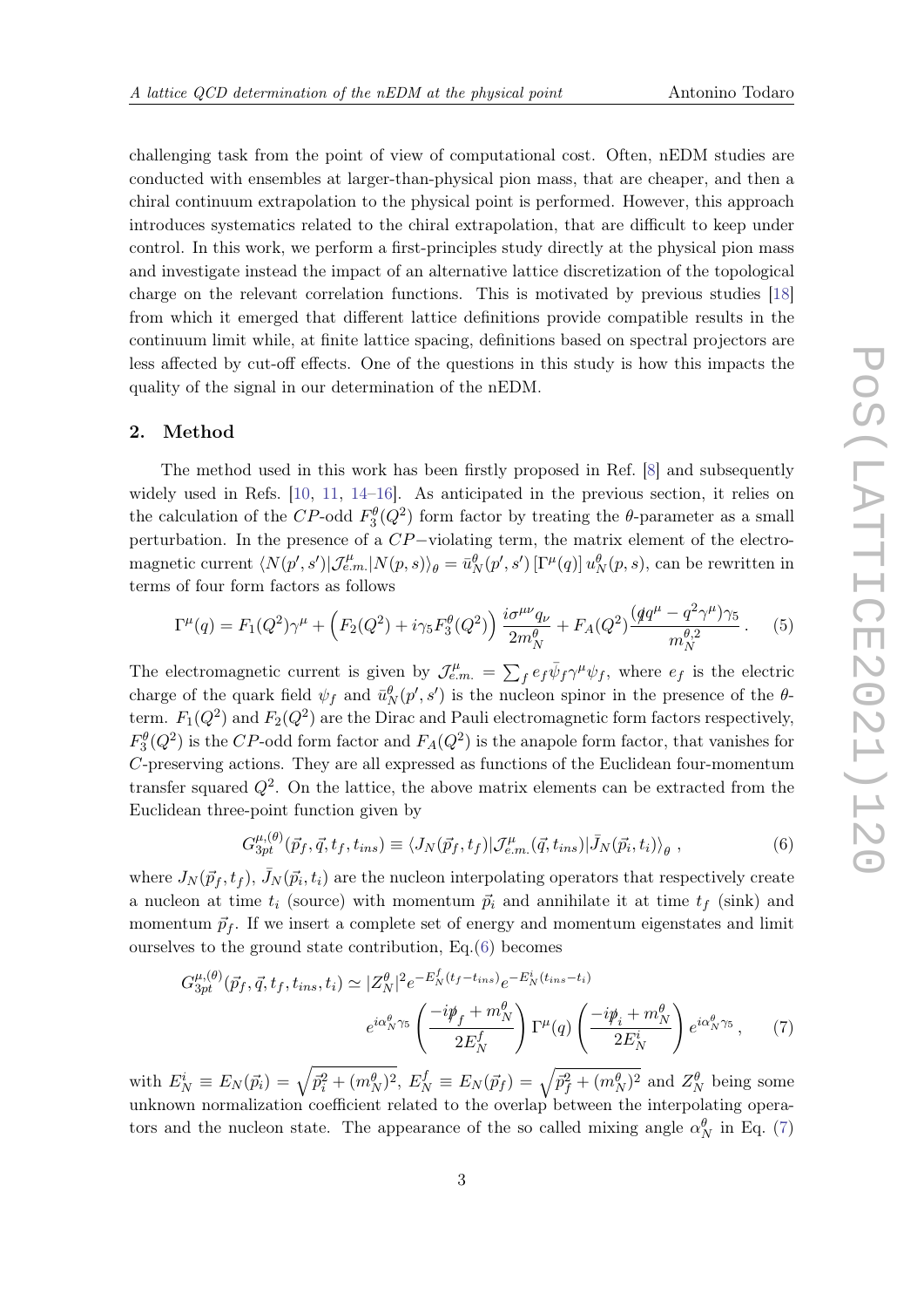challenging task from the point of view of computational cost. Often, nEDM studies are conducted with ensembles at larger-than-physical pion mass, that are cheaper, and then a chiral continuum extrapolation to the physical point is performed. However, this approach introduces systematics related to the chiral extrapolation, that are difficult to keep under control. In this work, we perform a first-principles study directly at the physical pion mass and investigate instead the impact of an alternative lattice discretization of the topological charge on the relevant correlation functions. This is motivated by previous studies [18] from which it emerged that different lattice definitions provide compatible results in the continuum limit while, at finite lattice spacing, definitions based on spectral projectors are less affected by cut-off effects. One of the questions in this study is how this impacts the quality of the signal in our determination of the nEDM.

## 2. Method

The method used in this work has been firstly proposed in Ref. [8] and subsequently widely used in Refs. [10, 11, 14–16]. As anticipated in the previous section, it relies on the calculation of the $CP$-odd $F_3^\theta(Q^2)$ form factor by treating the $\theta$-parameter as a small perturbation. In the presence of a $CP-$violating term, the matrix element of the electromagnetic current $\langle N(p', s')|\mathcal{J}^\mu_{e.m.}|N(p,s)\rangle_\theta = \bar{u}^\theta_N(p',s')\,[\Gamma^\mu(q)]\,u^\theta_N(p,s)$, can be rewritten in terms of four form factors as follows

$$\Gamma^\mu(q) = F_1(Q^2)\gamma^\mu + \Big(F_2(Q^2) + i\gamma_5 F_3^\theta(Q^2)\Big)\frac{i\sigma^{\mu\nu}q_\nu}{2m_N^\theta} + F_A(Q^2)\frac{(\not{q}q^\mu - q^2\gamma^\mu)\gamma_5}{m_N^{\theta,2}}\,. \tag{5}$$

The electromagnetic current is given by $\mathcal{J}^\mu_{e.m.} = \sum_f e_f \bar{\psi}_f\gamma^\mu\psi_f$, where $e_f$ is the electric charge of the quark field $\psi_f$ and $\bar{u}^\theta_N(p',s')$ is the nucleon spinor in the presence of the $\theta$-term. $F_1(Q^2)$ and $F_2(Q^2)$ are the Dirac and Pauli electromagnetic form factors respectively, $F_3^\theta(Q^2)$ is the $CP$-odd form factor and $F_A(Q^2)$ is the anapole form factor, that vanishes for $C$-preserving actions. They are all expressed as functions of the Euclidean four-momentum transfer squared $Q^2$. On the lattice, the above matrix elements can be extracted from the Euclidean three-point function given by

$$G^{\mu,(\theta)}_{3pt}(\vec{p}_f, \vec{q}, t_f, t_{ins}) \equiv \langle J_N(\vec{p}_f, t_f)|\mathcal{J}^\mu_{e.m.}(\vec{q}, t_{ins})|\bar{J}_N(\vec{p}_i, t_i)\rangle_\theta\,, \tag{6}$$

where $J_N(\vec{p}_f, t_f)$, $\bar{J}_N(\vec{p}_i, t_i)$ are the nucleon interpolating operators that respectively create a nucleon at time $t_i$ (source) with momentum $\vec{p}_i$ and annihilate it at time $t_f$ (sink) and momentum $\vec{p}_f$. If we insert a complete set of energy and momentum eigenstates and limit ourselves to the ground state contribution, Eq.(6) becomes

$$\begin{aligned} G^{\mu,(\theta)}_{3pt}(\vec{p}_f, \vec{q}, t_f, t_{ins}, t_i) \simeq\, & |Z_N^\theta|^2 e^{-E_N^f(t_f - t_{ins})} e^{-E_N^i(t_{ins}-t_i)} \\ & e^{i\alpha_N^\theta\gamma_5}\left(\frac{-i\not{p}_f + m_N^\theta}{2E_N^f}\right)\Gamma^\mu(q)\left(\frac{-i\not{p}_i + m_N^\theta}{2E_N^i}\right)e^{i\alpha_N^\theta\gamma_5}\,, \end{aligned} \tag{7}$$

with $E_N^i \equiv E_N(\vec{p}_i) = \sqrt{\vec{p}_i^2 + (m_N^\theta)^2}$, $E_N^f \equiv E_N(\vec{p}_f) = \sqrt{\vec{p}_f^2 + (m_N^\theta)^2}$ and $Z_N^\theta$ being some unknown normalization coefficient related to the overlap between the interpolating operators and the nucleon state. The appearance of the so called mixing angle $\alpha_N^\theta$ in Eq. (7)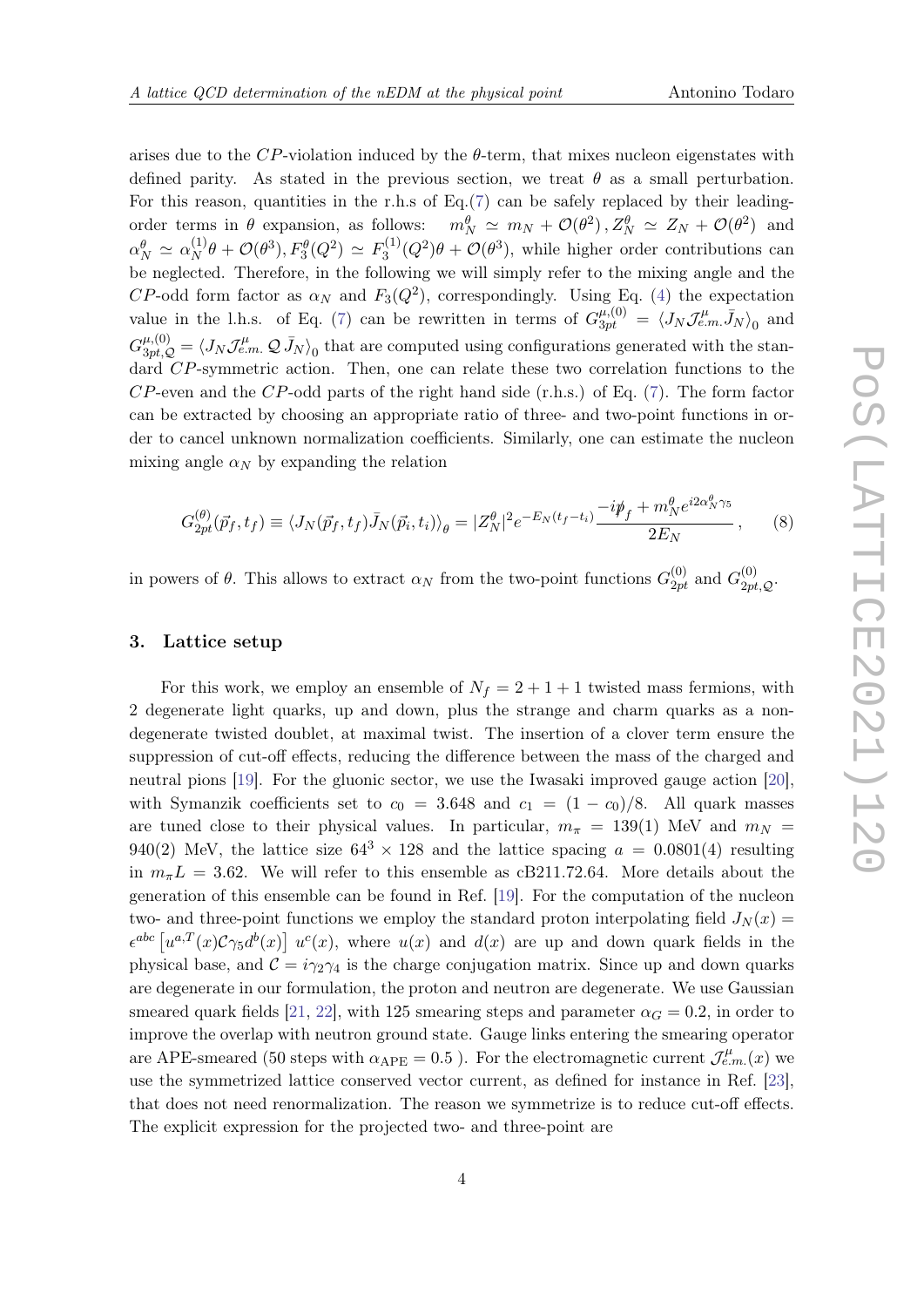arises due to the $CP$-violation induced by the $\theta$-term, that mixes nucleon eigenstates with defined parity. As stated in the previous section, we treat $\theta$ as a small perturbation. For this reason, quantities in the r.h.s of Eq.(7) can be safely replaced by their leading-order terms in $\theta$ expansion, as follows: $m_N^\theta \simeq m_N + \mathcal{O}(\theta^2)\,, Z_N^\theta \simeq Z_N + \mathcal{O}(\theta^2)$ and $\alpha_N^\theta \simeq \alpha_N^{(1)}\theta + \mathcal{O}(\theta^3), F_3^\theta(Q^2) \simeq F_3^{(1)}(Q^2)\theta + \mathcal{O}(\theta^3)$, while higher order contributions can be neglected. Therefore, in the following we will simply refer to the mixing angle and the $CP$-odd form factor as $\alpha_N$ and $F_3(Q^2)$, correspondingly. Using Eq. (4) the expectation value in the l.h.s. of Eq. (7) can be rewritten in terms of $G_{3pt}^{\mu,(0)} = \langle J_N \mathcal{J}^\mu_{e.m.} \bar{J}_N \rangle_0$ and $G_{3pt,\mathcal{Q}}^{\mu,(0)} = \langle J_N \mathcal{J}^\mu_{e.m.}\, \mathcal{Q}\, \bar{J}_N \rangle_0$ that are computed using configurations generated with the standard $CP$-symmetric action. Then, one can relate these two correlation functions to the $CP$-even and the $CP$-odd parts of the right hand side (r.h.s.) of Eq. (7). The form factor can be extracted by choosing an appropriate ratio of three- and two-point functions in order to cancel unknown normalization coefficients. Similarly, one can estimate the nucleon mixing angle $\alpha_N$ by expanding the relation

$$G_{2pt}^{(\theta)}(\vec{p}_f, t_f) \equiv \langle J_N(\vec{p}_f, t_f) \bar{J}_N(\vec{p}_i, t_i) \rangle_\theta = |Z_N^\theta|^2 e^{-E_N(t_f - t_i)} \frac{-i\not{p}_f + m_N^\theta e^{i2\alpha_N^\theta \gamma_5}}{2E_N}\,, \tag{8}$$

in powers of $\theta$. This allows to extract $\alpha_N$ from the two-point functions $G_{2pt}^{(0)}$ and $G_{2pt,\mathcal{Q}}^{(0)}$.

## 3. Lattice setup

For this work, we employ an ensemble of $N_f = 2+1+1$ twisted mass fermions, with 2 degenerate light quarks, up and down, plus the strange and charm quarks as a non-degenerate twisted doublet, at maximal twist. The insertion of a clover term ensure the suppression of cut-off effects, reducing the difference between the mass of the charged and neutral pions [19]. For the gluonic sector, we use the Iwasaki improved gauge action [20], with Symanzik coefficients set to $c_0 = 3.648$ and $c_1 = (1 - c_0)/8$. All quark masses are tuned close to their physical values. In particular, $m_\pi = 139(1)$ MeV and $m_N = 940(2)$ MeV, the lattice size $64^3 \times 128$ and the lattice spacing $a = 0.0801(4)$ resulting in $m_\pi L = 3.62$. We will refer to this ensemble as cB211.72.64. More details about the generation of this ensemble can be found in Ref. [19]. For the computation of the nucleon two- and three-point functions we employ the standard proton interpolating field $J_N(x) = \epsilon^{abc}\left[u^{a,T}(x)\mathcal{C}\gamma_5 d^b(x)\right]\, u^c(x)$, where $u(x)$ and $d(x)$ are up and down quark fields in the physical base, and $\mathcal{C} = i\gamma_2\gamma_4$ is the charge conjugation matrix. Since up and down quarks are degenerate in our formulation, the proton and neutron are degenerate. We use Gaussian smeared quark fields [21, 22], with 125 smearing steps and parameter $\alpha_G = 0.2$, in order to improve the overlap with neutron ground state. Gauge links entering the smearing operator are APE-smeared (50 steps with $\alpha_{\rm APE} = 0.5$ ). For the electromagnetic current $\mathcal{J}^\mu_{e.m.}(x)$ we use the symmetrized lattice conserved vector current, as defined for instance in Ref. [23], that does not need renormalization. The reason we symmetrize is to reduce cut-off effects. The explicit expression for the projected two- and three-point are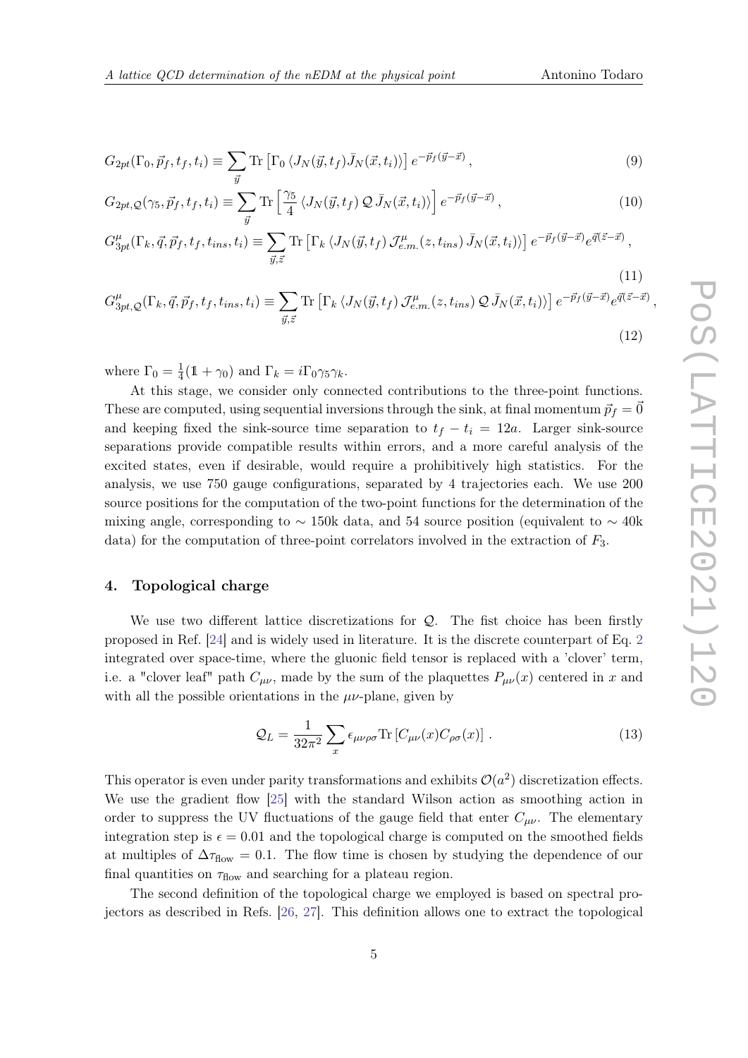$$G_{2pt}(\Gamma_0, \vec{p}_f, t_f, t_i) \equiv \sum_{\vec{y}} \mathrm{Tr}\left[\Gamma_0 \langle J_N(\vec{y}, t_f) \bar{J}_N(\vec{x}, t_i)\rangle\right] e^{-\vec{p}_f(\vec{y}-\vec{x})}, \tag{9}$$

$$G_{2pt,\mathcal{Q}}(\gamma_5, \vec{p}_f, t_f, t_i) \equiv \sum_{\vec{y}} \mathrm{Tr}\left[\frac{\gamma_5}{4} \langle J_N(\vec{y}, t_f)\, \mathcal{Q}\, \bar{J}_N(\vec{x}, t_i)\rangle\right] e^{-\vec{p}_f(\vec{y}-\vec{x})}, \tag{10}$$

$$G^{\mu}_{3pt}(\Gamma_k, \vec{q}, \vec{p}_f, t_f, t_{ins}, t_i) \equiv \sum_{\vec{y},\vec{z}} \mathrm{Tr}\left[\Gamma_k \langle J_N(\vec{y}, t_f)\, \mathcal{J}^{\mu}_{e.m.}(z, t_{ins})\, \bar{J}_N(\vec{x}, t_i)\rangle\right] e^{-\vec{p}_f(\vec{y}-\vec{x})} e^{\vec{q}(\vec{z}-\vec{x})}, \tag{11}$$

$$G^{\mu}_{3pt,\mathcal{Q}}(\Gamma_k, \vec{q}, \vec{p}_f, t_f, t_{ins}, t_i) \equiv \sum_{\vec{y},\vec{z}} \mathrm{Tr}\left[\Gamma_k \langle J_N(\vec{y}, t_f)\, \mathcal{J}^{\mu}_{e.m.}(z, t_{ins})\, \mathcal{Q}\, \bar{J}_N(\vec{x}, t_i)\rangle\right] e^{-\vec{p}_f(\vec{y}-\vec{x})} e^{\vec{q}(\vec{z}-\vec{x})}, \tag{12}$$

where $\Gamma_0 = \frac{1}{4}(\mathbb{1} + \gamma_0)$ and $\Gamma_k = i\Gamma_0\gamma_5\gamma_k$.

At this stage, we consider only connected contributions to the three-point functions. These are computed, using sequential inversions through the sink, at final momentum $\vec{p}_f = \vec{0}$ and keeping fixed the sink-source time separation to $t_f - t_i = 12a$. Larger sink-source separations provide compatible results within errors, and a more careful analysis of the excited states, even if desirable, would require a prohibitively high statistics. For the analysis, we use 750 gauge configurations, separated by 4 trajectories each. We use 200 source positions for the computation of the two-point functions for the determination of the mixing angle, corresponding to $\sim$ 150k data, and 54 source position (equivalent to $\sim$ 40k data) for the computation of three-point correlators involved in the extraction of $F_3$.

## 4. Topological charge

We use two different lattice discretizations for $\mathcal{Q}$. The fist choice has been firstly proposed in Ref. [24] and is widely used in literature. It is the discrete counterpart of Eq. 2 integrated over space-time, where the gluonic field tensor is replaced with a 'clover' term, i.e. a "clover leaf" path $C_{\mu\nu}$, made by the sum of the plaquettes $P_{\mu\nu}(x)$ centered in $x$ and with all the possible orientations in the $\mu\nu$-plane, given by

$$\mathcal{Q}_L = \frac{1}{32\pi^2} \sum_x \epsilon_{\mu\nu\rho\sigma} \mathrm{Tr}\left[C_{\mu\nu}(x) C_{\rho\sigma}(x)\right]. \tag{13}$$

This operator is even under parity transformations and exhibits $\mathcal{O}(a^2)$ discretization effects. We use the gradient flow [25] with the standard Wilson action as smoothing action in order to suppress the UV fluctuations of the gauge field that enter $C_{\mu\nu}$. The elementary integration step is $\epsilon = 0.01$ and the topological charge is computed on the smoothed fields at multiples of $\Delta\tau_{\text{flow}} = 0.1$. The flow time is chosen by studying the dependence of our final quantities on $\tau_{\text{flow}}$ and searching for a plateau region.

The second definition of the topological charge we employed is based on spectral projectors as described in Refs. [26, 27]. This definition allows one to extract the topological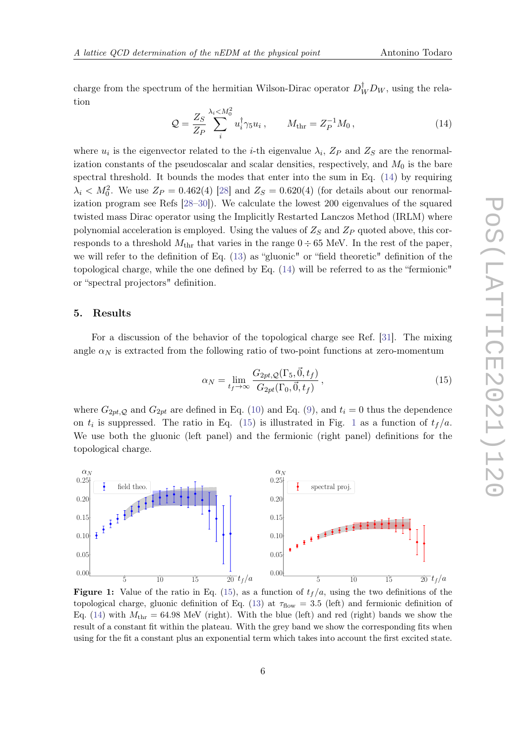charge from the spectrum of the hermitian Wilson-Dirac operator $D_W^\dagger D_W$, using the relation

$$\mathcal{Q} = \frac{Z_S}{Z_P} \sum_i^{\lambda_i < M_0^2} u_i^\dagger \gamma_5 u_i \,, \qquad M_{\rm thr} = Z_P^{-1} M_0 \,, \tag{14}$$

where $u_i$ is the eigenvector related to the $i$-th eigenvalue $\lambda_i$, $Z_P$ and $Z_S$ are the renormalization constants of the pseudoscalar and scalar densities, respectively, and $M_0$ is the bare spectral threshold. It bounds the modes that enter into the sum in Eq. (14) by requiring $\lambda_i < M_0^2$. We use $Z_P = 0.462(4)$ [28] and $Z_S = 0.620(4)$ (for details about our renormalization program see Refs [28–30]). We calculate the lowest 200 eigenvalues of the squared twisted mass Dirac operator using the Implicitly Restarted Lanczos Method (IRLM) where polynomial acceleration is employed. Using the values of $Z_S$ and $Z_P$ quoted above, this corresponds to a threshold $M_{\rm thr}$ that varies in the range $0 \div 65$ MeV. In the rest of the paper, we will refer to the definition of Eq. (13) as "gluonic" or "field theoretic" definition of the topological charge, while the one defined by Eq. (14) will be referred to as the "fermionic" or "spectral projectors" definition.

## 5. Results

For a discussion of the behavior of the topological charge see Ref. [31]. The mixing angle $\alpha_N$ is extracted from the following ratio of two-point functions at zero-momentum

$$\alpha_N = \lim_{t_f \to \infty} \frac{G_{2pt,\mathcal{Q}}(\Gamma_5, \vec{0}, t_f)}{G_{2pt}(\Gamma_0, \vec{0}, t_f)} \,, \tag{15}$$

where $G_{2pt,\mathcal{Q}}$ and $G_{2pt}$ are defined in Eq. (10) and Eq. (9), and $t_i = 0$ thus the dependence on $t_i$ is suppressed. The ratio in Eq. (15) is illustrated in Fig. 1 as a function of $t_f/a$. We use both the gluonic (left panel) and the fermionic (right panel) definitions for the topological charge.

**Figure 1:** Value of the ratio in Eq. (15), as a function of $t_f/a$, using the two definitions of the topological charge, gluonic definition of Eq. (13) at $\tau_{\rm flow} = 3.5$ (left) and fermionic definition of Eq. (14) with $M_{\rm thr} = 64.98$ MeV (right). With the blue (left) and red (right) bands we show the result of a constant fit within the plateau. With the grey band we show the corresponding fits when using for the fit a constant plus an exponential term which takes into account the first excited state.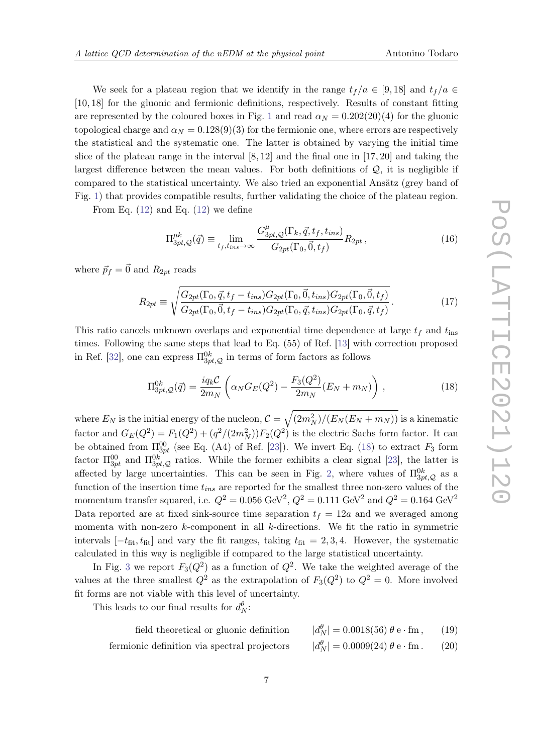We seek for a plateau region that we identify in the range $t_f/a \in [9,18]$ and $t_f/a \in [10,18]$ for the gluonic and fermionic definitions, respectively. Results of constant fitting are represented by the coloured boxes in Fig. 1 and read $\alpha_N = 0.202(20)(4)$ for the gluonic topological charge and $\alpha_N = 0.128(9)(3)$ for the fermionic one, where errors are respectively the statistical and the systematic one. The latter is obtained by varying the initial time slice of the plateau range in the interval $[8,12]$ and the final one in $[17,20]$ and taking the largest difference between the mean values. For both definitions of $\mathcal{Q}$, it is negligible if compared to the statistical uncertainty. We also tried an exponential Ansätz (grey band of Fig. 1) that provides compatible results, further validating the choice of the plateau region.

From Eq. (12) and Eq. (12) we define

$$\Pi^{\mu k}_{3pt,\mathcal{Q}}(\vec{q}) \equiv \lim_{t_f, t_{ins} \to \infty} \frac{G^{\mu}_{3pt,\mathcal{Q}}(\Gamma_k, \vec{q}, t_f, t_{ins})}{G_{2pt}(\Gamma_0, \vec{0}, t_f)} R_{2pt} \,, \tag{16}$$

where $\vec{p}_f = \vec{0}$ and $R_{2pt}$ reads

$$R_{2pt} \equiv \sqrt{\frac{G_{2pt}(\Gamma_0, \vec{q}, t_f - t_{ins}) G_{2pt}(\Gamma_0, \vec{0}, t_{ins}) G_{2pt}(\Gamma_0, \vec{0}, t_f)}{G_{2pt}(\Gamma_0, \vec{0}, t_f - t_{ins}) G_{2pt}(\Gamma_0, \vec{q}, t_{ins}) G_{2pt}(\Gamma_0, \vec{q}, t_f)}} \,. \tag{17}$$

This ratio cancels unknown overlaps and exponential time dependence at large $t_f$ and $t_{\rm ins}$ times. Following the same steps that lead to Eq. (55) of Ref. [13] with correction proposed in Ref. [32], one can express $\Pi^{0k}_{3pt,\mathcal{Q}}$ in terms of form factors as follows

$$\Pi^{0k}_{3pt,\mathcal{Q}}(\vec{q}) = \frac{i q_k \mathcal{C}}{2 m_N} \left( \alpha_N G_E(Q^2) - \frac{F_3(Q^2)}{2 m_N} (E_N + m_N) \right) \,, \tag{18}$$

where $E_N$ is the initial energy of the nucleon, $\mathcal{C} = \sqrt{(2 m_N^2)/(E_N(E_N + m_N))}$ is a kinematic factor and $G_E(Q^2) = F_1(Q^2) + (q^2/(2m_N^2)) F_2(Q^2)$ is the electric Sachs form factor. It can be obtained from $\Pi^{00}_{3pt}$ (see Eq. (A4) of Ref. [23]). We invert Eq. (18) to extract $F_3$ form factor $\Pi^{00}_{3pt}$ and $\Pi^{0k}_{3pt,\mathcal{Q}}$ ratios. While the former exhibits a clear signal [23], the latter is affected by large uncertainties. This can be seen in Fig. 2, where values of $\Pi^{0k}_{3pt,\mathcal{Q}}$ as a function of the insertion time $t_{ins}$ are reported for the smallest three non-zero values of the momentum transfer squared, i.e. $Q^2 = 0.056$ GeV$^2$, $Q^2 = 0.111$ GeV$^2$ and $Q^2 = 0.164$ GeV$^2$ Data reported are at fixed sink-source time separation $t_f = 12a$ and we averaged among momenta with non-zero $k$-component in all $k$-directions. We fit the ratio in symmetric intervals $[-t_{\rm fit}, t_{\rm fit}]$ and vary the fit ranges, taking $t_{\rm fit} = 2, 3, 4$. However, the systematic calculated in this way is negligible if compared to the large statistical uncertainty.

In Fig. 3 we report $F_3(Q^2)$ as a function of $Q^2$. We take the weighted average of the values at the three smallest $Q^2$ as the extrapolation of $F_3(Q^2)$ to $Q^2 = 0$. More involved fit forms are not viable with this level of uncertainty.

This leads to our final results for $d_N^{\theta}$:

$$\text{field theoretical or gluonic definition} \qquad |d_N^{\theta}| = 0.0018(56)\, \theta\, \mathrm{e} \cdot \mathrm{fm} \,, \tag{19}$$

$$\text{fermionic definition via spectral projectors} \qquad |d_N^{\theta}| = 0.0009(24)\, \theta\, \mathrm{e} \cdot \mathrm{fm} \,. \tag{20}$$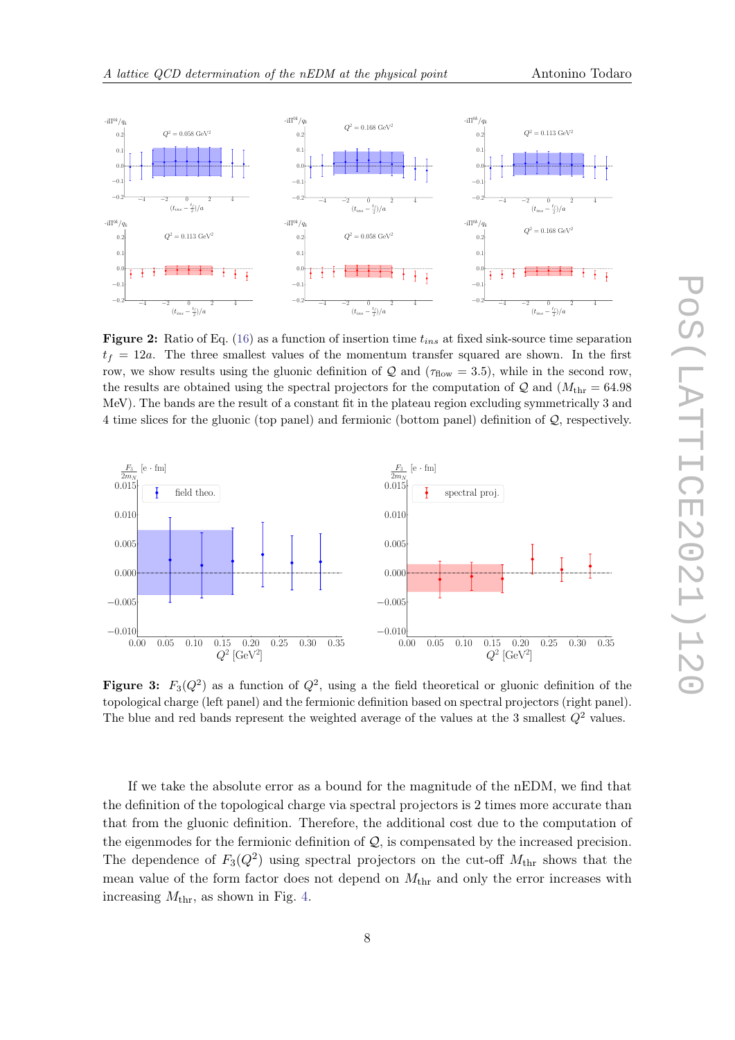**Figure 2:** Ratio of Eq. (16) as a function of insertion time $t_{ins}$ at fixed sink-source time separation $t_f = 12a$. The three smallest values of the momentum transfer squared are shown. In the first row, we show results using the gluonic definition of $\mathcal{Q}$ and ($\tau_{\text{flow}} = 3.5$), while in the second row, the results are obtained using the spectral projectors for the computation of $\mathcal{Q}$ and ($M_{\text{thr}} = 64.98$ MeV). The bands are the result of a constant fit in the plateau region excluding symmetrically 3 and 4 time slices for the gluonic (top panel) and fermionic (bottom panel) definition of $\mathcal{Q}$, respectively.

**Figure 3:** $F_3(Q^2)$ as a function of $Q^2$, using a the field theoretical or gluonic definition of the topological charge (left panel) and the fermionic definition based on spectral projectors (right panel). The blue and red bands represent the weighted average of the values at the 3 smallest $Q^2$ values.

If we take the absolute error as a bound for the magnitude of the nEDM, we find that the definition of the topological charge via spectral projectors is 2 times more accurate than that from the gluonic definition. Therefore, the additional cost due to the computation of the eigenmodes for the fermionic definition of $\mathcal{Q}$, is compensated by the increased precision. The dependence of $F_3(Q^2)$ using spectral projectors on the cut-off $M_{\text{thr}}$ shows that the mean value of the form factor does not depend on $M_{\text{thr}}$ and only the error increases with increasing $M_{\text{thr}}$, as shown in Fig. 4.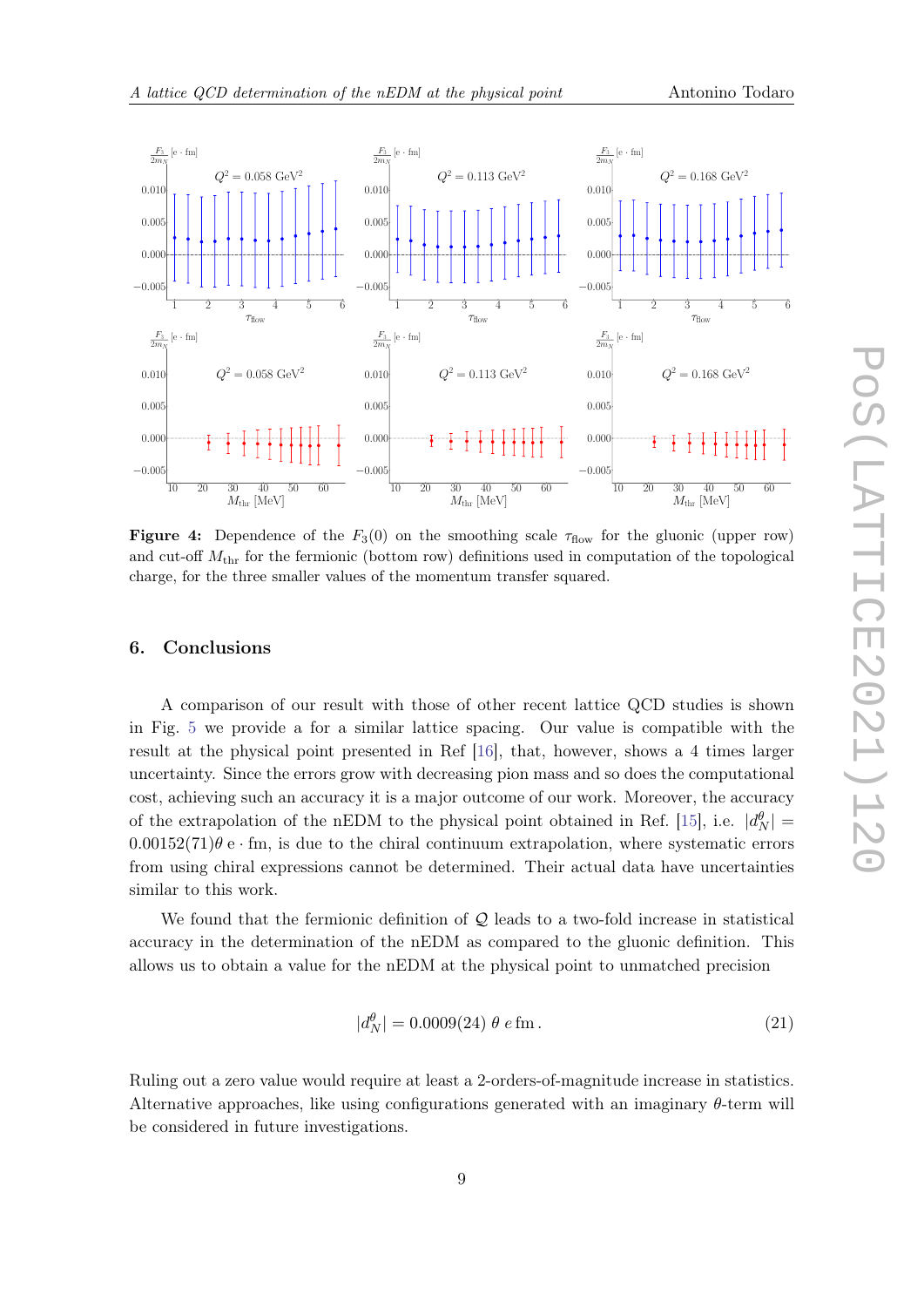**Figure 4:** Dependence of the $F_3(0)$ on the smoothing scale $\tau_{\text{flow}}$ for the gluonic (upper row) and cut-off $M_{\text{thr}}$ for the fermionic (bottom row) definitions used in computation of the topological charge, for the three smaller values of the momentum transfer squared.

## 6. Conclusions

A comparison of our result with those of other recent lattice QCD studies is shown in Fig. 5 we provide a for a similar lattice spacing. Our value is compatible with the result at the physical point presented in Ref [16], that, however, shows a 4 times larger uncertainty. Since the errors grow with decreasing pion mass and so does the computational cost, achieving such an accuracy it is a major outcome of our work. Moreover, the accuracy of the extrapolation of the nEDM to the physical point obtained in Ref. [15], i.e. $|d_N^\theta| = 0.00152(71)\theta$ e $\cdot$ fm, is due to the chiral continuum extrapolation, where systematic errors from using chiral expressions cannot be determined. Their actual data have uncertainties similar to this work.

We found that the fermionic definition of $\mathcal{Q}$ leads to a two-fold increase in statistical accuracy in the determination of the nEDM as compared to the gluonic definition. This allows us to obtain a value for the nEDM at the physical point to unmatched precision

$$|d_N^\theta| = 0.0009(24)\ \theta\ e\,\text{fm}\,. \tag{21}$$

Ruling out a zero value would require at least a 2-orders-of-magnitude increase in statistics. Alternative approaches, like using configurations generated with an imaginary $\theta$-term will be considered in future investigations.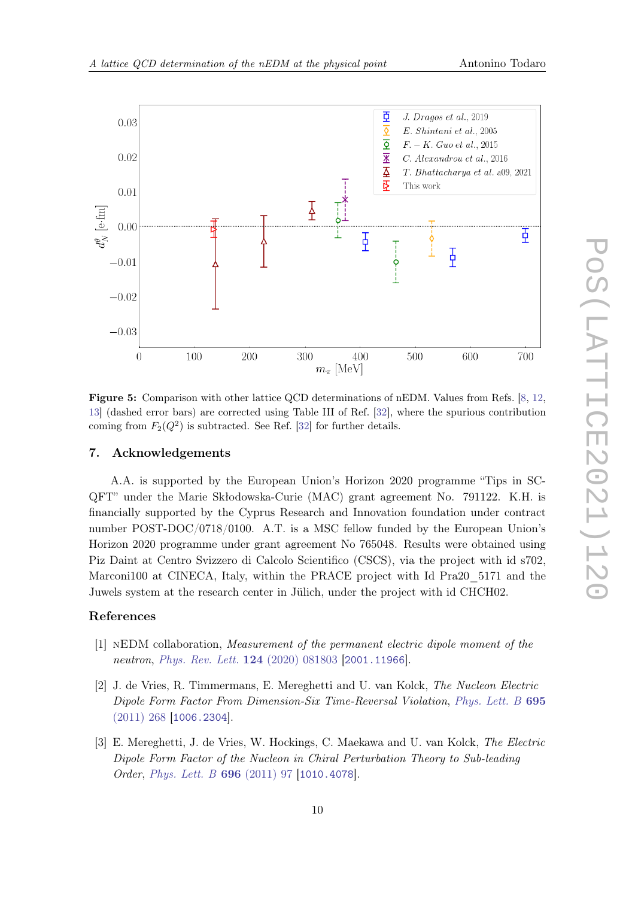Figure 5: Comparison with other lattice QCD determinations of nEDM. Values from Refs. [8, 12, 13] (dashed error bars) are corrected using Table III of Ref. [32], where the spurious contribution coming from $F_2(Q^2)$ is subtracted. See Ref. [32] for further details.

## 7. Acknowledgements

A.A. is supported by the European Union's Horizon 2020 programme "Tips in SCQFT" under the Marie Skłodowska-Curie (MAC) grant agreement No. 791122. K.H. is financially supported by the Cyprus Research and Innovation foundation under contract number POST-DOC/0718/0100. A.T. is a MSC fellow funded by the European Union's Horizon 2020 programme under grant agreement No 765048. Results were obtained using Piz Daint at Centro Svizzero di Calcolo Scientifico (CSCS), via the project with id s702, Marconi100 at CINECA, Italy, within the PRACE project with Id Pra20_5171 and the Juwels system at the research center in Jülich, under the project with id CHCH02.

## References

[1] nEDM collaboration, *Measurement of the permanent electric dipole moment of the neutron*, *Phys. Rev. Lett.* **124** (2020) 081803 [2001.11966].

[2] J. de Vries, R. Timmermans, E. Mereghetti and U. van Kolck, *The Nucleon Electric Dipole Form Factor From Dimension-Six Time-Reversal Violation*, *Phys. Lett. B* **695** (2011) 268 [1006.2304].

[3] E. Mereghetti, J. de Vries, W. Hockings, C. Maekawa and U. van Kolck, *The Electric Dipole Form Factor of the Nucleon in Chiral Perturbation Theory to Sub-leading Order*, *Phys. Lett. B* **696** (2011) 97 [1010.4078].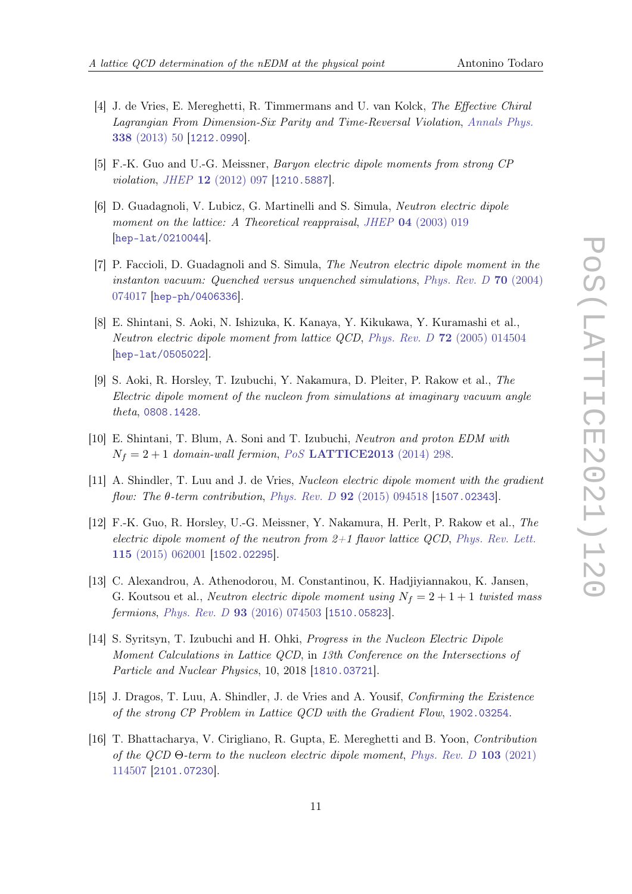[4] J. de Vries, E. Mereghetti, R. Timmermans and U. van Kolck, *The Effective Chiral Lagrangian From Dimension-Six Parity and Time-Reversal Violation*, *Annals Phys.* **338** (2013) 50 [1212.0990].

[5] F.-K. Guo and U.-G. Meissner, *Baryon electric dipole moments from strong CP violation*, *JHEP* **12** (2012) 097 [1210.5887].

[6] D. Guadagnoli, V. Lubicz, G. Martinelli and S. Simula, *Neutron electric dipole moment on the lattice: A Theoretical reappraisal*, *JHEP* **04** (2003) 019 [hep-lat/0210044].

[7] P. Faccioli, D. Guadagnoli and S. Simula, *The Neutron electric dipole moment in the instanton vacuum: Quenched versus unquenched simulations*, *Phys. Rev. D* **70** (2004) 074017 [hep-ph/0406336].

[8] E. Shintani, S. Aoki, N. Ishizuka, K. Kanaya, Y. Kikukawa, Y. Kuramashi et al., *Neutron electric dipole moment from lattice QCD*, *Phys. Rev. D* **72** (2005) 014504 [hep-lat/0505022].

[9] S. Aoki, R. Horsley, T. Izubuchi, Y. Nakamura, D. Pleiter, P. Rakow et al., *The Electric dipole moment of the nucleon from simulations at imaginary vacuum angle theta*, 0808.1428.

[10] E. Shintani, T. Blum, A. Soni and T. Izubuchi, *Neutron and proton EDM with $N_f = 2+1$ domain-wall fermion*, *PoS* **LATTICE2013** (2014) 298.

[11] A. Shindler, T. Luu and J. de Vries, *Nucleon electric dipole moment with the gradient flow: The $\theta$-term contribution*, *Phys. Rev. D* **92** (2015) 094518 [1507.02343].

[12] F.-K. Guo, R. Horsley, U.-G. Meissner, Y. Nakamura, H. Perlt, P. Rakow et al., *The electric dipole moment of the neutron from 2+1 flavor lattice QCD*, *Phys. Rev. Lett.* **115** (2015) 062001 [1502.02295].

[13] C. Alexandrou, A. Athenodorou, M. Constantinou, K. Hadjiyiannakou, K. Jansen, G. Koutsou et al., *Neutron electric dipole moment using $N_f = 2+1+1$ twisted mass fermions*, *Phys. Rev. D* **93** (2016) 074503 [1510.05823].

[14] S. Syritsyn, T. Izubuchi and H. Ohki, *Progress in the Nucleon Electric Dipole Moment Calculations in Lattice QCD*, in *13th Conference on the Intersections of Particle and Nuclear Physics*, 10, 2018 [1810.03721].

[15] J. Dragos, T. Luu, A. Shindler, J. de Vries and A. Yousif, *Confirming the Existence of the strong CP Problem in Lattice QCD with the Gradient Flow*, 1902.03254.

[16] T. Bhattacharya, V. Cirigliano, R. Gupta, E. Mereghetti and B. Yoon, *Contribution of the QCD $\Theta$-term to the nucleon electric dipole moment*, *Phys. Rev. D* **103** (2021) 114507 [2101.07230].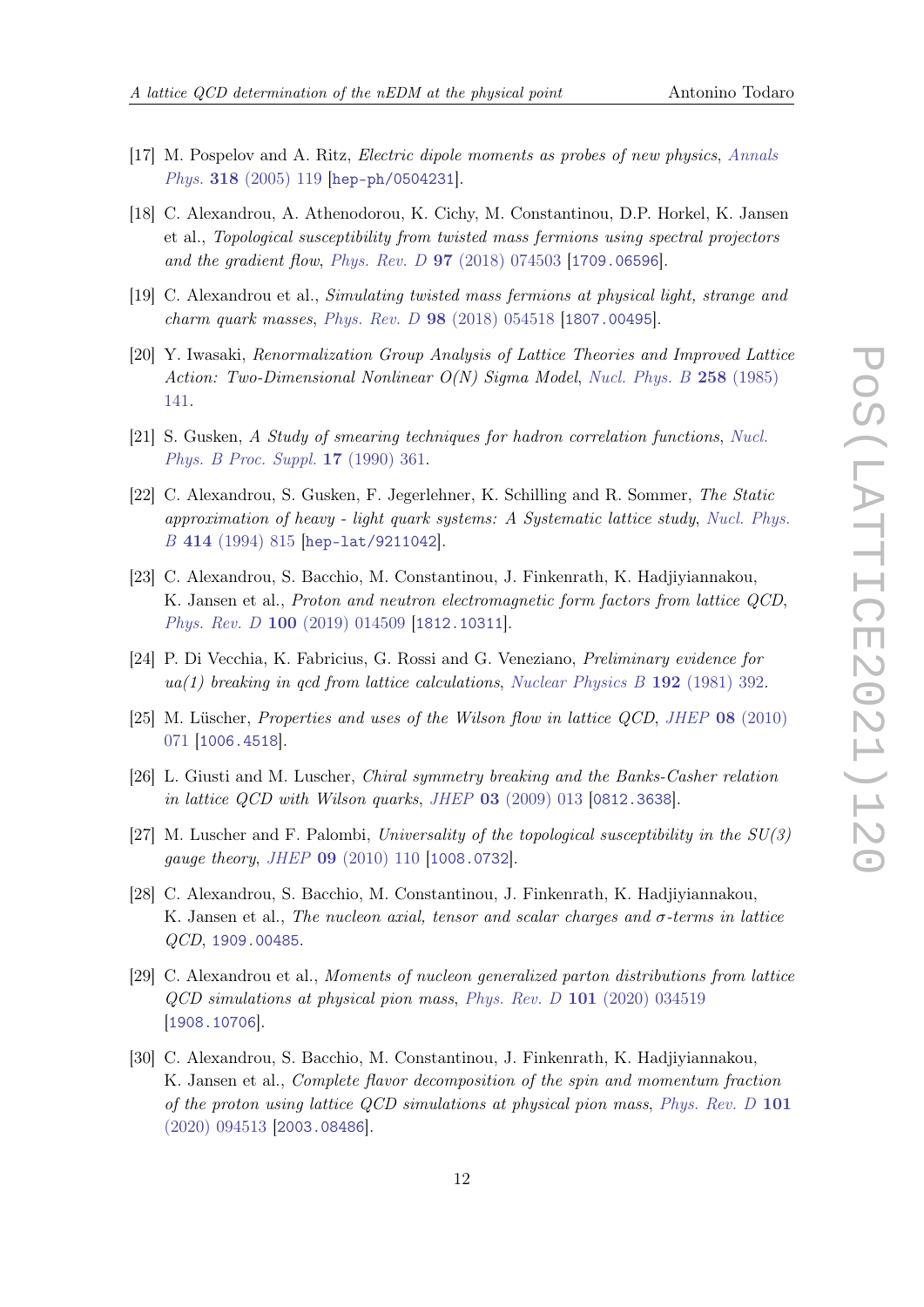[17] M. Pospelov and A. Ritz, *Electric dipole moments as probes of new physics*, *Annals Phys.* **318** (2005) 119 [hep-ph/0504231].

[18] C. Alexandrou, A. Athenodorou, K. Cichy, M. Constantinou, D.P. Horkel, K. Jansen et al., *Topological susceptibility from twisted mass fermions using spectral projectors and the gradient flow*, *Phys. Rev. D* **97** (2018) 074503 [1709.06596].

[19] C. Alexandrou et al., *Simulating twisted mass fermions at physical light, strange and charm quark masses*, *Phys. Rev. D* **98** (2018) 054518 [1807.00495].

[20] Y. Iwasaki, *Renormalization Group Analysis of Lattice Theories and Improved Lattice Action: Two-Dimensional Nonlinear O(N) Sigma Model*, *Nucl. Phys. B* **258** (1985) 141.

[21] S. Gusken, *A Study of smearing techniques for hadron correlation functions*, *Nucl. Phys. B Proc. Suppl.* **17** (1990) 361.

[22] C. Alexandrou, S. Gusken, F. Jegerlehner, K. Schilling and R. Sommer, *The Static approximation of heavy - light quark systems: A Systematic lattice study*, *Nucl. Phys. B* **414** (1994) 815 [hep-lat/9211042].

[23] C. Alexandrou, S. Bacchio, M. Constantinou, J. Finkenrath, K. Hadjiyiannakou, K. Jansen et al., *Proton and neutron electromagnetic form factors from lattice QCD*, *Phys. Rev. D* **100** (2019) 014509 [1812.10311].

[24] P. Di Vecchia, K. Fabricius, G. Rossi and G. Veneziano, *Preliminary evidence for ua(1) breaking in qcd from lattice calculations*, *Nuclear Physics B* **192** (1981) 392.

[25] M. Lüscher, *Properties and uses of the Wilson flow in lattice QCD*, *JHEP* **08** (2010) 071 [1006.4518].

[26] L. Giusti and M. Luscher, *Chiral symmetry breaking and the Banks-Casher relation in lattice QCD with Wilson quarks*, *JHEP* **03** (2009) 013 [0812.3638].

[27] M. Luscher and F. Palombi, *Universality of the topological susceptibility in the SU(3) gauge theory*, *JHEP* **09** (2010) 110 [1008.0732].

[28] C. Alexandrou, S. Bacchio, M. Constantinou, J. Finkenrath, K. Hadjiyiannakou, K. Jansen et al., *The nucleon axial, tensor and scalar charges and $\sigma$-terms in lattice QCD*, 1909.00485.

[29] C. Alexandrou et al., *Moments of nucleon generalized parton distributions from lattice QCD simulations at physical pion mass*, *Phys. Rev. D* **101** (2020) 034519 [1908.10706].

[30] C. Alexandrou, S. Bacchio, M. Constantinou, J. Finkenrath, K. Hadjiyiannakou, K. Jansen et al., *Complete flavor decomposition of the spin and momentum fraction of the proton using lattice QCD simulations at physical pion mass*, *Phys. Rev. D* **101** (2020) 094513 [2003.08486].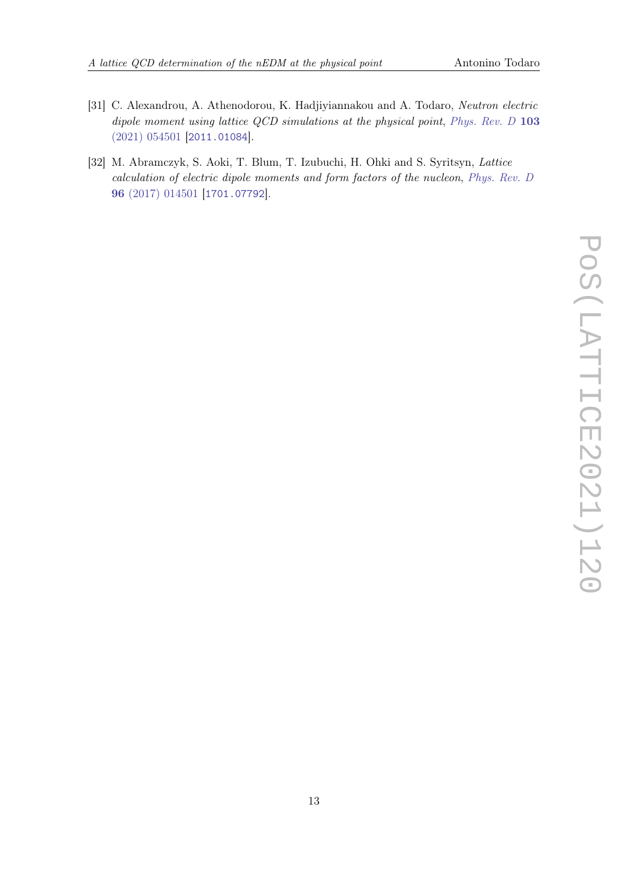[31] C. Alexandrou, A. Athenodorou, K. Hadjiyiannakou and A. Todaro, *Neutron electric dipole moment using lattice QCD simulations at the physical point*, Phys. Rev. D **103** (2021) 054501 [2011.01084].

[32] M. Abramczyk, S. Aoki, T. Blum, T. Izubuchi, H. Ohki and S. Syritsyn, *Lattice calculation of electric dipole moments and form factors of the nucleon*, Phys. Rev. D **96** (2017) 014501 [1701.07792].